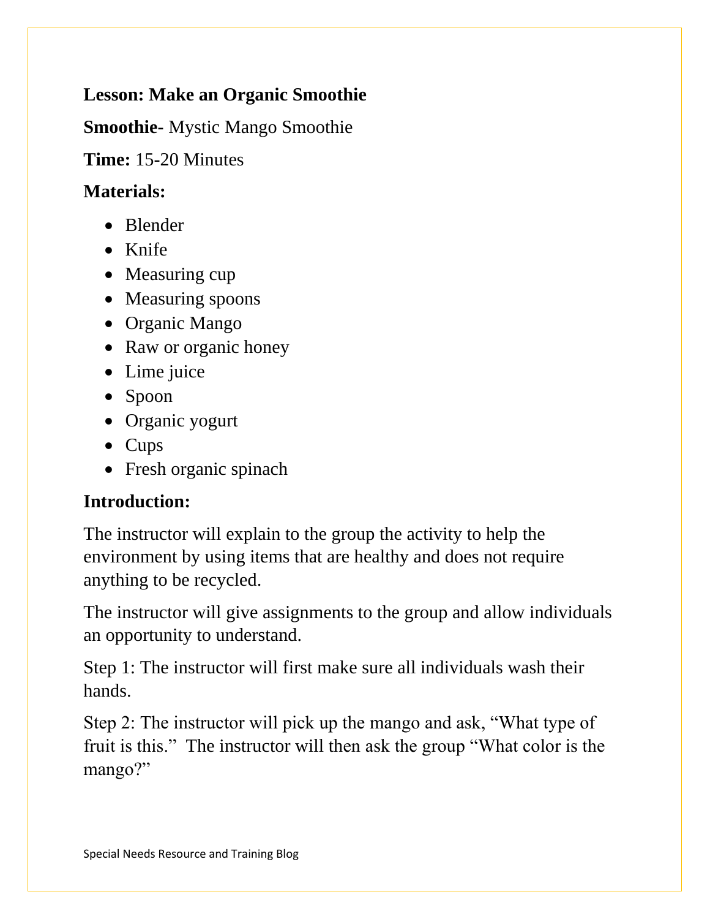**Lesson: Make an Organic Smoothie**

**Smoothie-** Mystic Mango Smoothie

**Time:** 15-20 Minutes

**Materials:**

- Blender
- Knife
- Measuring cup
- Measuring spoons
- Organic Mango
- Raw or organic honey
- Lime juice
- Spoon
- Organic yogurt
- Cups
- Fresh organic spinach

**Introduction:**

The instructor will explain to the group the activity to help the environment by using items that are healthy and does not require anything to be recycled.

The instructor will give assignments to the group and allow individuals an opportunity to understand.

Step 1: The instructor will first make sure all individuals wash their hands.

Step 2: The instructor will pick up the mango and ask, "What type of fruit is this." The instructor will then ask the group "What color is the mango?"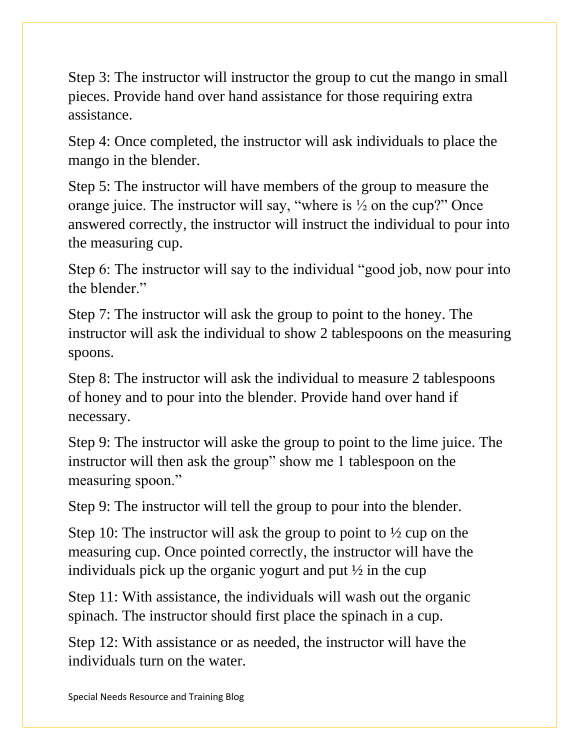Step 3: The instructor will instructor the group to cut the mango in small pieces. Provide hand over hand assistance for those requiring extra assistance.

Step 4: Once completed, the instructor will ask individuals to place the mango in the blender.

Step 5: The instructor will have members of the group to measure the orange juice. The instructor will say, "where is ½ on the cup?" Once answered correctly, the instructor will instruct the individual to pour into the measuring cup.

Step 6: The instructor will say to the individual "good job, now pour into the blender."

Step 7: The instructor will ask the group to point to the honey. The instructor will ask the individual to show 2 tablespoons on the measuring spoons.

Step 8: The instructor will ask the individual to measure 2 tablespoons of honey and to pour into the blender. Provide hand over hand if necessary.

Step 9: The instructor will aske the group to point to the lime juice. The instructor will then ask the group" show me 1 tablespoon on the measuring spoon."

Step 9: The instructor will tell the group to pour into the blender.

Step 10: The instructor will ask the group to point to ½ cup on the measuring cup. Once pointed correctly, the instructor will have the individuals pick up the organic yogurt and put ½ in the cup

Step 11: With assistance, the individuals will wash out the organic spinach. The instructor should first place the spinach in a cup.

Step 12: With assistance or as needed, the instructor will have the individuals turn on the water.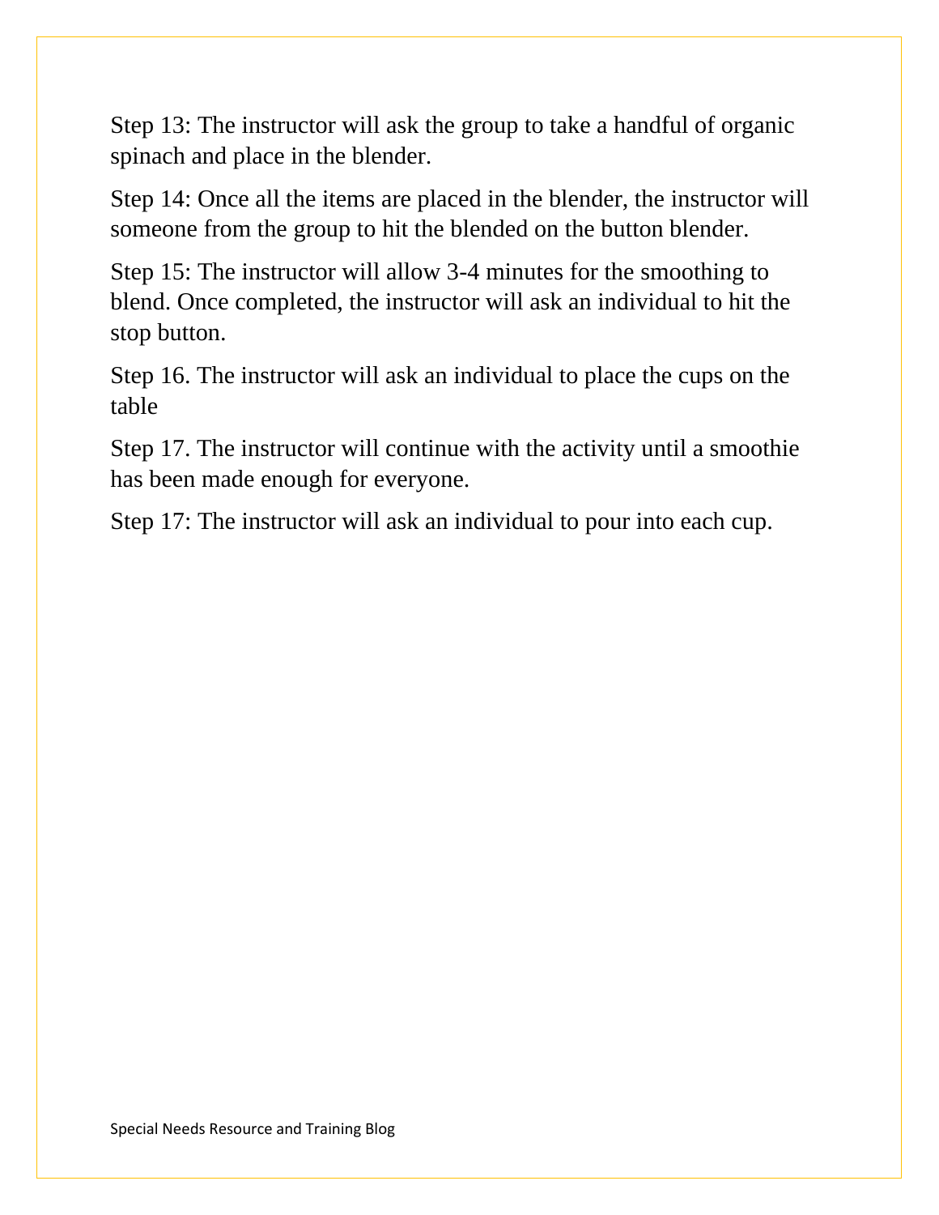Step 13: The instructor will ask the group to take a handful of organic spinach and place in the blender.

Step 14: Once all the items are placed in the blender, the instructor will someone from the group to hit the blended on the button blender.

Step 15: The instructor will allow 3-4 minutes for the smoothing to blend. Once completed, the instructor will ask an individual to hit the stop button.

Step 16. The instructor will ask an individual to place the cups on the table

Step 17. The instructor will continue with the activity until a smoothie has been made enough for everyone.

Step 17: The instructor will ask an individual to pour into each cup.